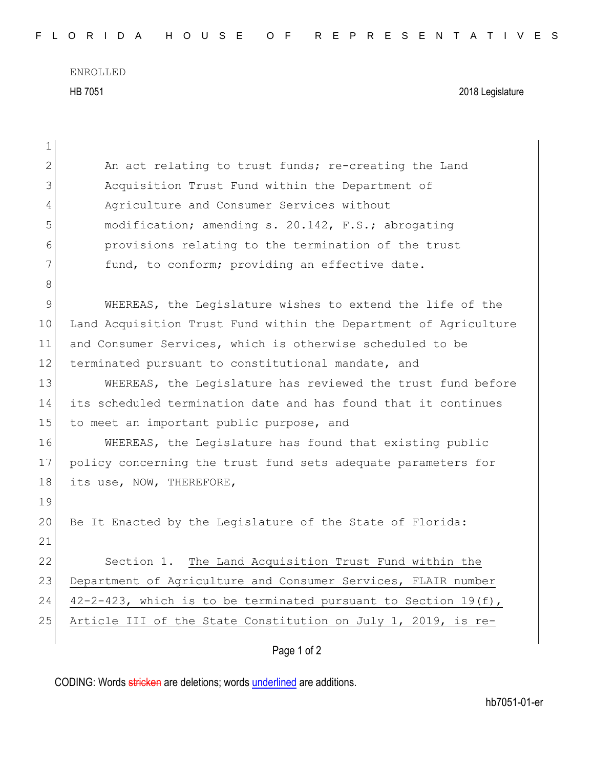ENROLLED

HB 7051 2018 Legislature

An act relating to trust funds; re-creating the Land Acquisition Trust Fund within the Department of Agriculture and Consumer Services without modification; amending s. 20.142, F.S.; abrogating provisions relating to the termination of the trust fund, to conform; providing an effective date.

WHEREAS, the Legislature wishes to extend the life of the Land Acquisition Trust Fund within the Department of Agriculture and Consumer Services, which is otherwise scheduled to be terminated pursuant to constitutional mandate, and

WHEREAS, the Legislature has reviewed the trust fund before its scheduled termination date and has found that it continues to meet an important public purpose, and

WHEREAS, the Legislature has found that existing public policy concerning the trust fund sets adequate parameters for its use, NOW, THEREFORE,

Be It Enacted by the Legislature of the State of Florida:

Section 1. The Land Acquisition Trust Fund within the Department of Agriculture and Consumer Services, FLAIR number 42-2-423, which is to be terminated pursuant to Section 19(f), Article III of the State Constitution on July 1, 2019, is re-

CODING: Words stricken are deletions; words underlined are additions.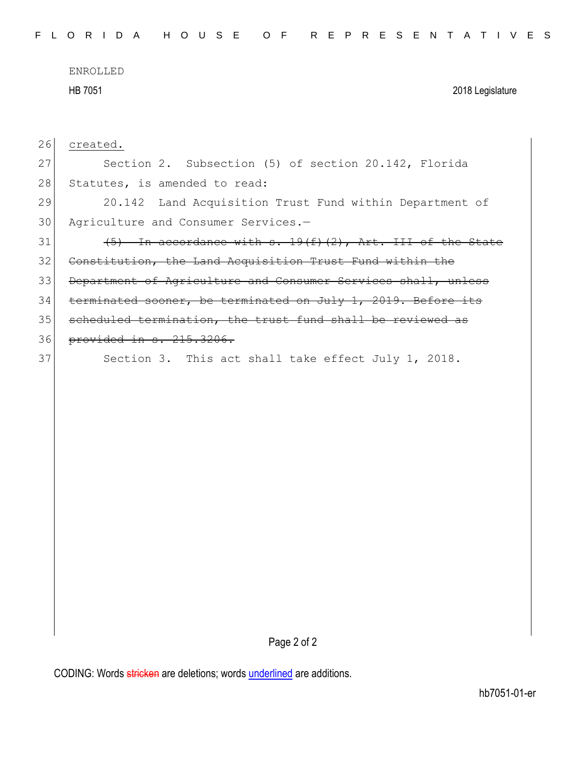ENROLLED

HB 7051 2018 Legislature

26 <u>created.</u>

27 Section 2. Subsection (5) of section 20.142, Florida

28 Statutes, is amended to read:

29 20.142 Land Acquisition Trust Fund within Department of

30 Agriculture and Consumer Services.—

31 ~~(5) In accordance with s. 19(f)(2), Art. III of the State~~

32 ~~Constitution, the Land Acquisition Trust Fund within the~~

33 ~~Department of Agriculture and Consumer Services shall, unless~~

34 ~~terminated sooner, be terminated on July 1, 2019. Before its~~

35 ~~scheduled termination, the trust fund shall be reviewed as~~

36 ~~provided in s. 215.3206.~~

37 Section 3. This act shall take effect July 1, 2018.

CODING: Words ~~stricken~~ are deletions; words <u>underlined</u> are additions.

hb7051-01-er